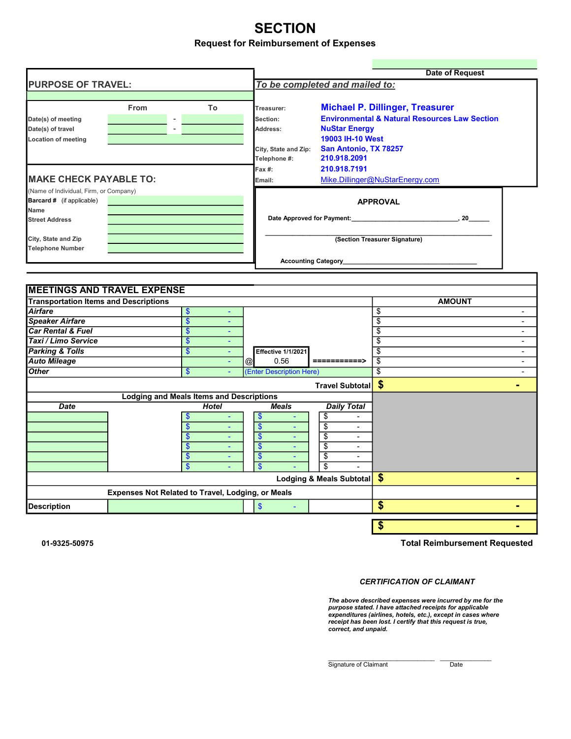# SECTION

## Request for Reimbursement of Expenses

Date of Request

**PURPOSE OF TRAVEL:**

| | From | | To |
|---|---|---|---|
| Date(s) of meeting | | - | |
| Date(s) of travel | | - | |
| Location of meeting | | | |

**MAKE CHECK PAYABLE TO:**

(Name of Individual, Firm, or Company)

| | |
|---|---|
| Barcard # (if applicable) | |
| Name | |
| Street Address | |
| | |
| City, State and Zip | |
| Telephone Number | |

*To be completed and mailed to:*

| | |
|---|---|
| Treasurer: | **Michael P. Dillinger, Treasurer** |
| Section: | **Environmental & Natural Resources Law Section** |
| Address: | **NuStar Energy** |
| | **19003 IH-10 West** |
| City, State and Zip: | **San Antonio, TX 78257** |
| Telephone #: | **210.918.2091** |
| Fax #: | **210.918.7191** |
| Email: | Mike.Dillinger@NuStarEnergy.com |

**APPROVAL**

**Date Approved for Payment:**_____________________________, 20______

_______________________________________________

**(Section Treasurer Signature)**

**Accounting Category**_______________________________________

## MEETINGS AND TRAVEL EXPENSE

| Transportation Items and Descriptions | | | | AMOUNT |
|---|---|---|---|---|
| *Airfare* | $ - | | | $ - |
| *Speaker Airfare* | $ - | | | $ - |
| *Car Rental & Fuel* | $ - | | | $ - |
| *Taxi / Limo Service* | $ - | | | $ - |
| *Parking & Tolls* | $ - | Effective 1/1/2021 | | $ - |
| *Auto Mileage* | - | @ 0.56 | ===========> | $ - |
| *Other* | $ - | (Enter Description Here) | | $ - |
| | | | **Travel Subtotal** | **$ -** |

| Lodging and Meals Items and Descriptions | | | |
|---|---|---|---|
| *Date* | *Hotel* | *Meals* | *Daily Total* |
| | $ - | $ - | $ - |
| | $ - | $ - | $ - |
| | $ - | $ - | $ - |
| | $ - | $ - | $ - |
| | $ - | $ - | $ - |
| | $ - | $ - | $ - |
| | | **Lodging & Meals Subtotal** | **$ -** |

| Expenses Not Related to Travel, Lodging, or Meals | | | |
|---|---|---|---|
| **Description** | | $ - | **$ -** |

**$ -**

**Total Reimbursement Requested**

**01-9325-50975**

***CERTIFICATION OF CLAIMANT***

***The above described expenses were incurred by me for the purpose stated. I have attached receipts for applicable expenditures (airlines, hotels, etc.), except in cases where receipt has been lost. I certify that this request is true, correct, and unpaid.***

______________________________ ______________

Signature of Claimant Date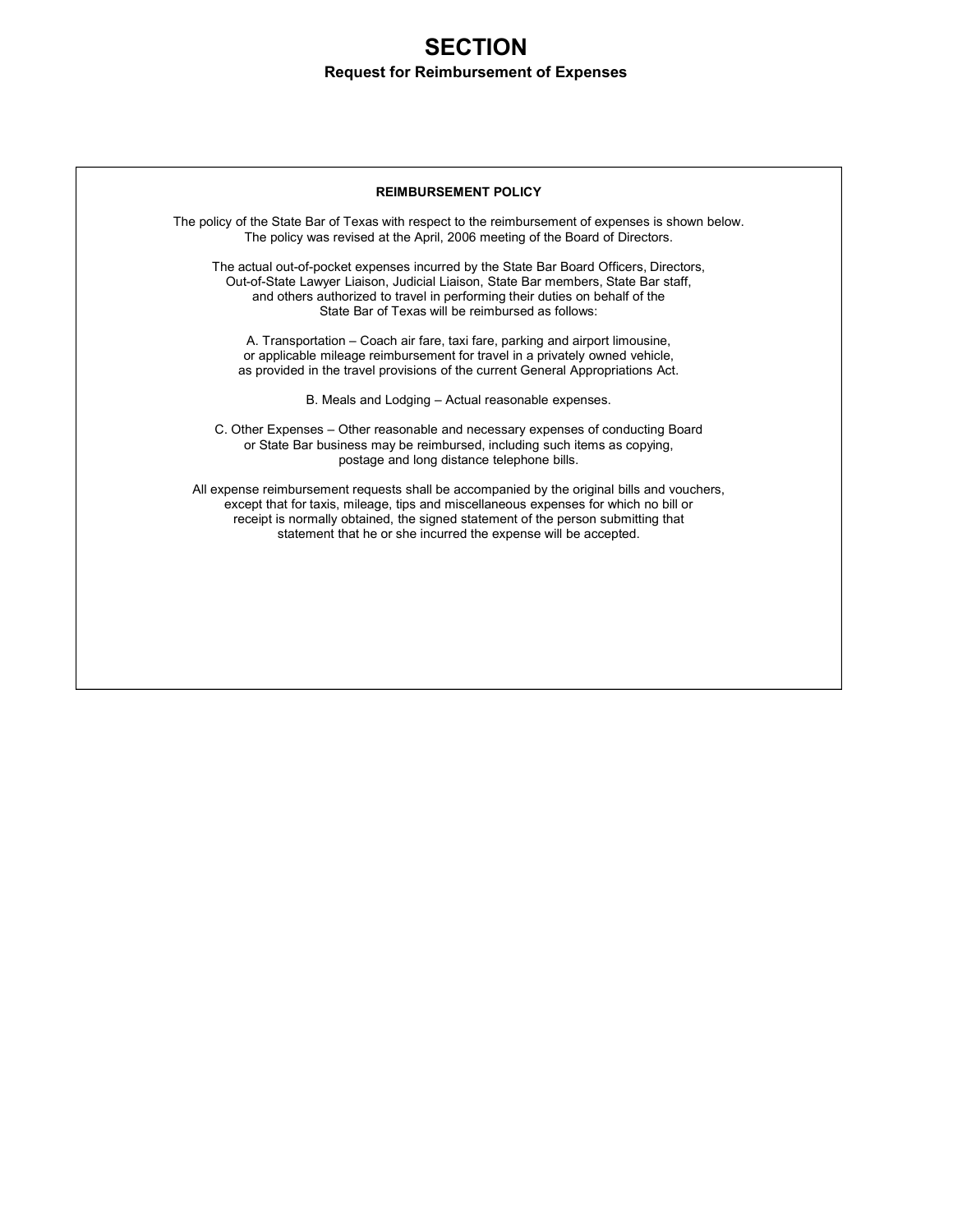# SECTION

### Request for Reimbursement of Expenses

**REIMBURSEMENT POLICY**

The policy of the State Bar of Texas with respect to the reimbursement of expenses is shown below. The policy was revised at the April, 2006 meeting of the Board of Directors.

The actual out-of-pocket expenses incurred by the State Bar Board Officers, Directors, Out-of-State Lawyer Liaison, Judicial Liaison, State Bar members, State Bar staff, and others authorized to travel in performing their duties on behalf of the State Bar of Texas will be reimbursed as follows:

A. Transportation – Coach air fare, taxi fare, parking and airport limousine, or applicable mileage reimbursement for travel in a privately owned vehicle, as provided in the travel provisions of the current General Appropriations Act.

B. Meals and Lodging – Actual reasonable expenses.

C. Other Expenses – Other reasonable and necessary expenses of conducting Board or State Bar business may be reimbursed, including such items as copying, postage and long distance telephone bills.

All expense reimbursement requests shall be accompanied by the original bills and vouchers, except that for taxis, mileage, tips and miscellaneous expenses for which no bill or receipt is normally obtained, the signed statement of the person submitting that statement that he or she incurred the expense will be accepted.